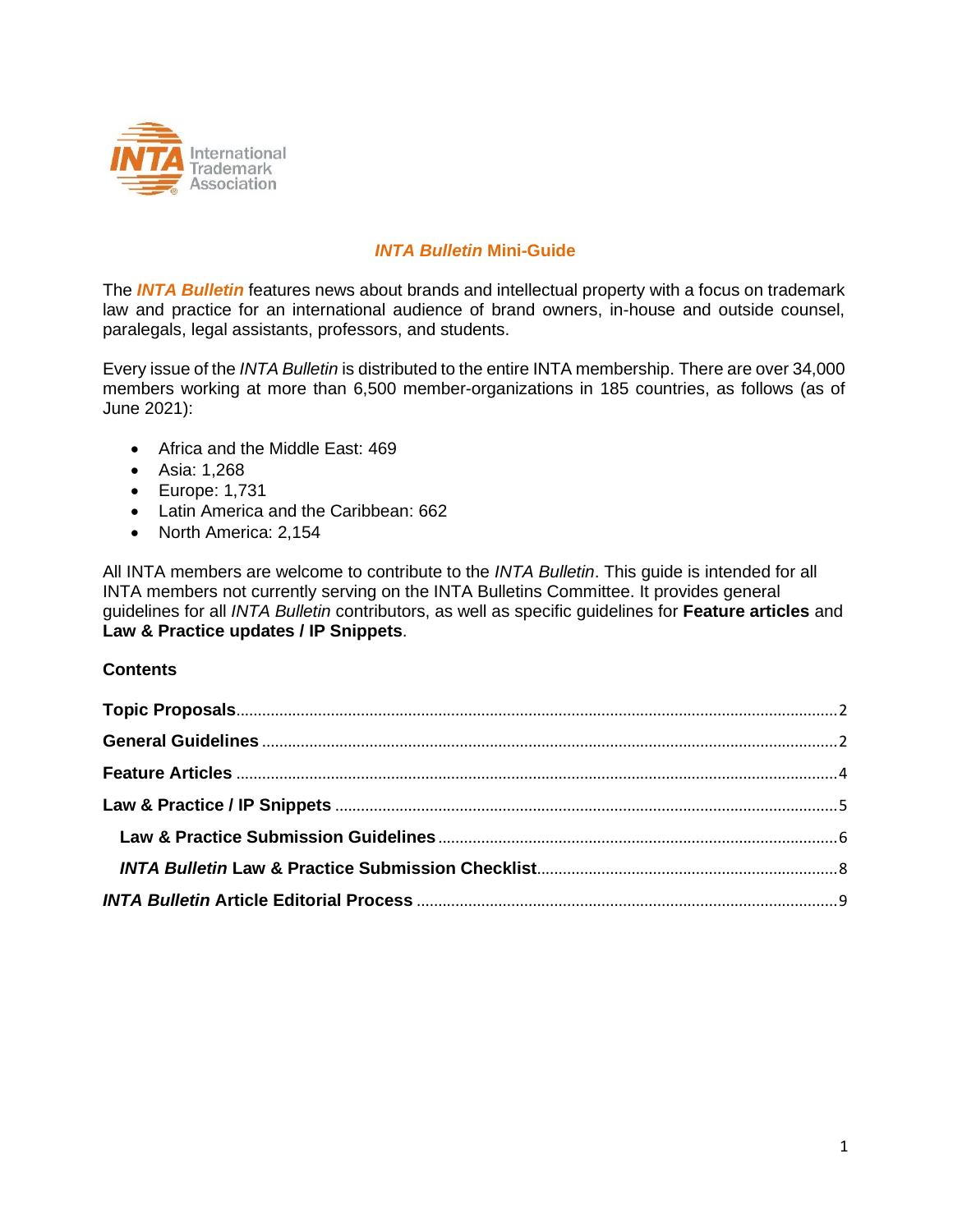International Trademark Association

# *INTA Bulletin* Mini-Guide

The ***INTA Bulletin*** features news about brands and intellectual property with a focus on trademark law and practice for an international audience of brand owners, in-house and outside counsel, paralegals, legal assistants, professors, and students.

Every issue of the *INTA Bulletin* is distributed to the entire INTA membership. There are over 34,000 members working at more than 6,500 member-organizations in 185 countries, as follows (as of June 2021):

- Africa and the Middle East: 469
- Asia: 1,268
- Europe: 1,731
- Latin America and the Caribbean: 662
- North America: 2,154

All INTA members are welcome to contribute to the *INTA Bulletin*. This guide is intended for all INTA members not currently serving on the INTA Bulletins Committee. It provides general guidelines for all *INTA Bulletin* contributors, as well as specific guidelines for **Feature articles** and **Law & Practice updates / IP Snippets**.

**Contents**

- **Topic Proposals** .......... 2
- **General Guidelines** .......... 2
- **Feature Articles** .......... 4
- **Law & Practice / IP Snippets** .......... 5
  - **Law & Practice Submission Guidelines** .......... 6
  - ***INTA Bulletin* Law & Practice Submission Checklist** .......... 8
- ***INTA Bulletin* Article Editorial Process** .......... 9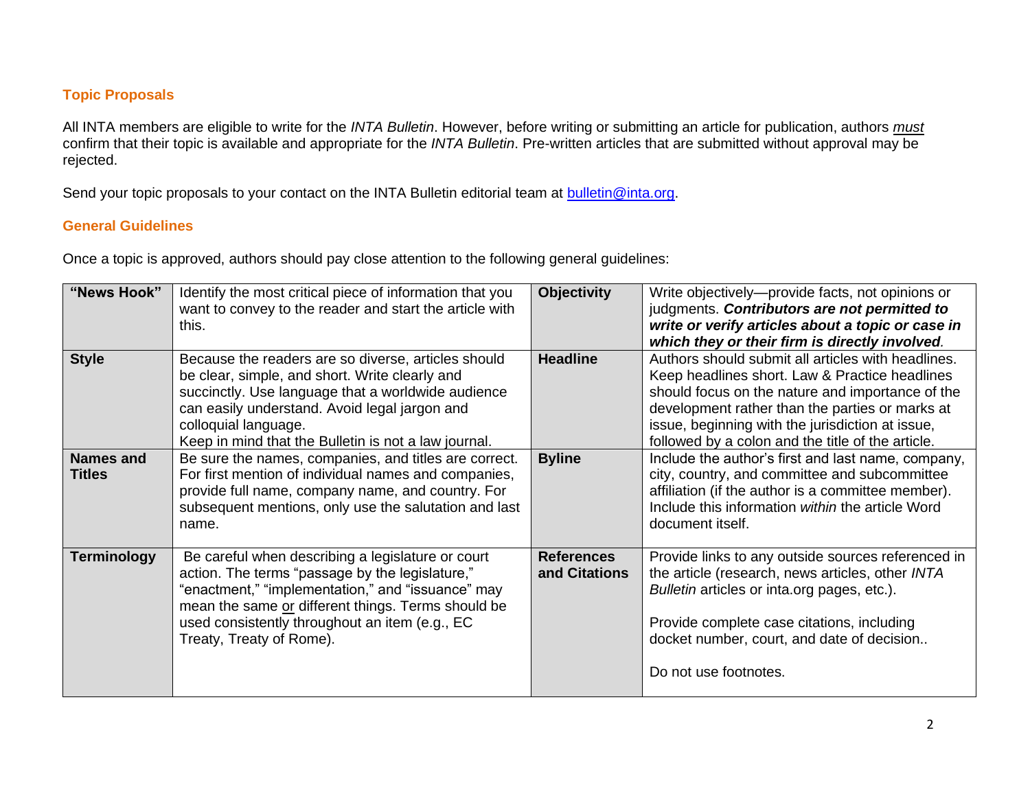## Topic Proposals

All INTA members are eligible to write for the *INTA Bulletin*. However, before writing or submitting an article for publication, authors *must* confirm that their topic is available and appropriate for the *INTA Bulletin*. Pre-written articles that are submitted without approval may be rejected.

Send your topic proposals to your contact on the INTA Bulletin editorial team at bulletin@inta.org.

## General Guidelines

Once a topic is approved, authors should pay close attention to the following general guidelines:

| | | | |
|---|---|---|---|
| **"News Hook"** | Identify the most critical piece of information that you want to convey to the reader and start the article with this. | **Objectivity** | Write objectively—provide facts, not opinions or judgments. ***Contributors are not permitted to write or verify articles about a topic or case in which they or their firm is directly involved.*** |
| **Style** | Because the readers are so diverse, articles should be clear, simple, and short. Write clearly and succinctly. Use language that a worldwide audience can easily understand. Avoid legal jargon and colloquial language.<br>Keep in mind that the Bulletin is not a law journal. | **Headline** | Authors should submit all articles with headlines. Keep headlines short. Law & Practice headlines should focus on the nature and importance of the development rather than the parties or marks at issue, beginning with the jurisdiction at issue, followed by a colon and the title of the article. |
| **Names and Titles** | Be sure the names, companies, and titles are correct. For first mention of individual names and companies, provide full name, company name, and country. For subsequent mentions, only use the salutation and last name. | **Byline** | Include the author's first and last name, company, city, country, and committee and subcommittee affiliation (if the author is a committee member). Include this information *within* the article Word document itself. |
| **Terminology** | Be careful when describing a legislature or court action. The terms "passage by the legislature," "enactment," "implementation," and "issuance" may mean the same or different things. Terms should be used consistently throughout an item (e.g., EC Treaty, Treaty of Rome). | **References and Citations** | Provide links to any outside sources referenced in the article (research, news articles, other *INTA Bulletin* articles or inta.org pages, etc.).<br><br>Provide complete case citations, including docket number, court, and date of decision..<br><br>Do not use footnotes. |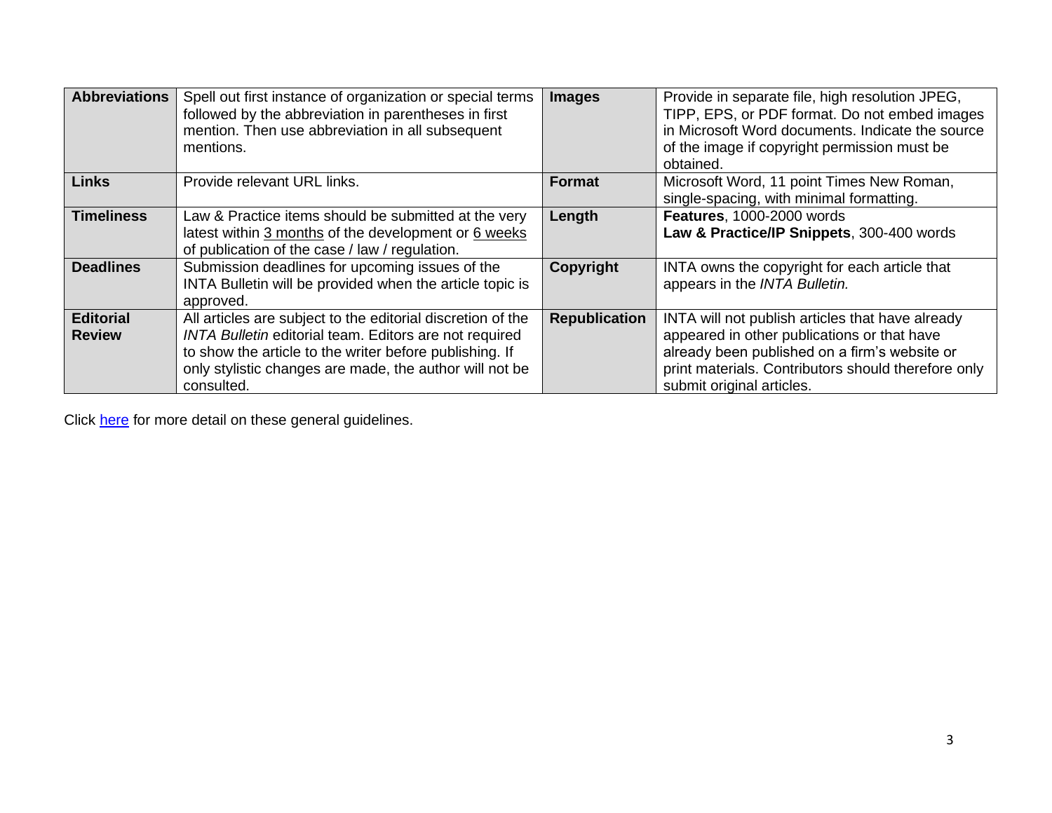| **Abbreviations** | Spell out first instance of organization or special terms followed by the abbreviation in parentheses in first mention. Then use abbreviation in all subsequent mentions. | **Images** | Provide in separate file, high resolution JPEG, TIPP, EPS, or PDF format. Do not embed images in Microsoft Word documents. Indicate the source of the image if copyright permission must be obtained. |
|---|---|---|---|
| **Links** | Provide relevant URL links. | **Format** | Microsoft Word, 11 point Times New Roman, single-spacing, with minimal formatting. |
| **Timeliness** | Law & Practice items should be submitted at the very latest within 3 months of the development or 6 weeks of publication of the case / law / regulation. | **Length** | **Features**, 1000-2000 words<br>**Law & Practice/IP Snippets**, 300-400 words |
| **Deadlines** | Submission deadlines for upcoming issues of the INTA Bulletin will be provided when the article topic is approved. | **Copyright** | INTA owns the copyright for each article that appears in the *INTA Bulletin.* |
| **Editorial Review** | All articles are subject to the editorial discretion of the *INTA Bulletin* editorial team. Editors are not required to show the article to the writer before publishing. If only stylistic changes are made, the author will not be consulted. | **Republication** | INTA will not publish articles that have already appeared in other publications or that have already been published on a firm's website or print materials. Contributors should therefore only submit original articles. |

Click here for more detail on these general guidelines.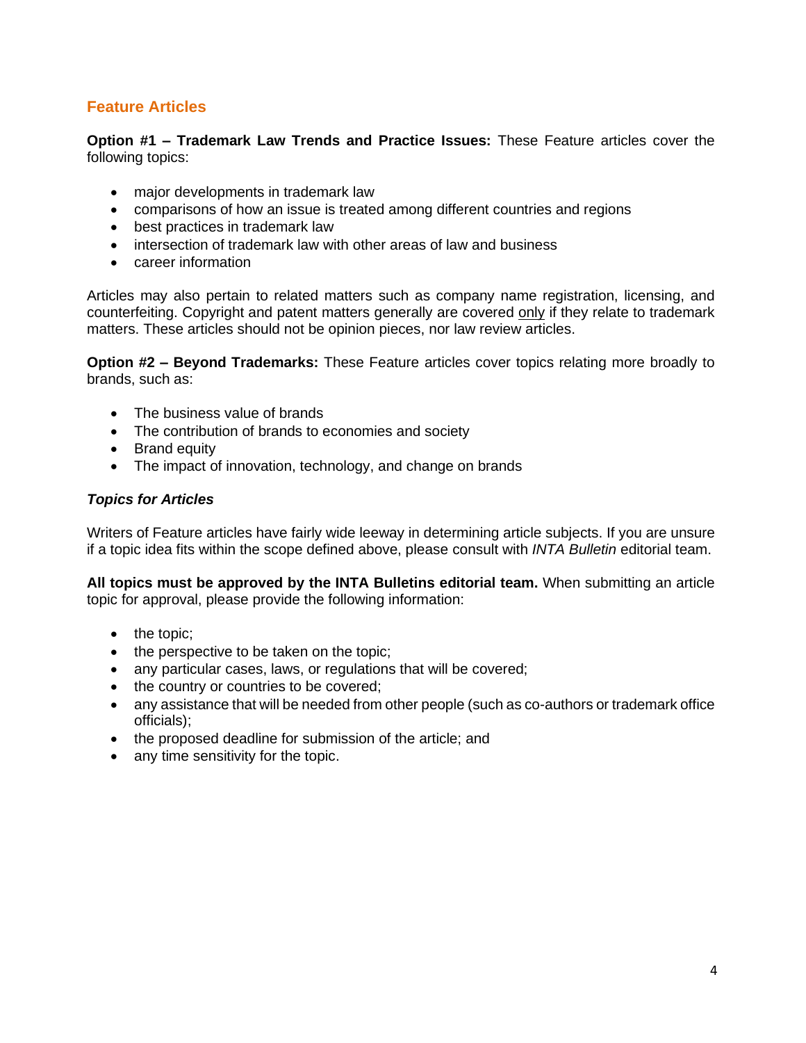## Feature Articles

**Option #1 – Trademark Law Trends and Practice Issues:** These Feature articles cover the following topics:

- major developments in trademark law
- comparisons of how an issue is treated among different countries and regions
- best practices in trademark law
- intersection of trademark law with other areas of law and business
- career information

Articles may also pertain to related matters such as company name registration, licensing, and counterfeiting. Copyright and patent matters generally are covered <u>only</u> if they relate to trademark matters. These articles should not be opinion pieces, nor law review articles.

**Option #2 – Beyond Trademarks:** These Feature articles cover topics relating more broadly to brands, such as:

- The business value of brands
- The contribution of brands to economies and society
- Brand equity
- The impact of innovation, technology, and change on brands

### *Topics for Articles*

Writers of Feature articles have fairly wide leeway in determining article subjects. If you are unsure if a topic idea fits within the scope defined above, please consult with *INTA Bulletin* editorial team.

**All topics must be approved by the INTA Bulletins editorial team.** When submitting an article topic for approval, please provide the following information:

- the topic;
- the perspective to be taken on the topic;
- any particular cases, laws, or regulations that will be covered;
- the country or countries to be covered;
- any assistance that will be needed from other people (such as co-authors or trademark office officials);
- the proposed deadline for submission of the article; and
- any time sensitivity for the topic.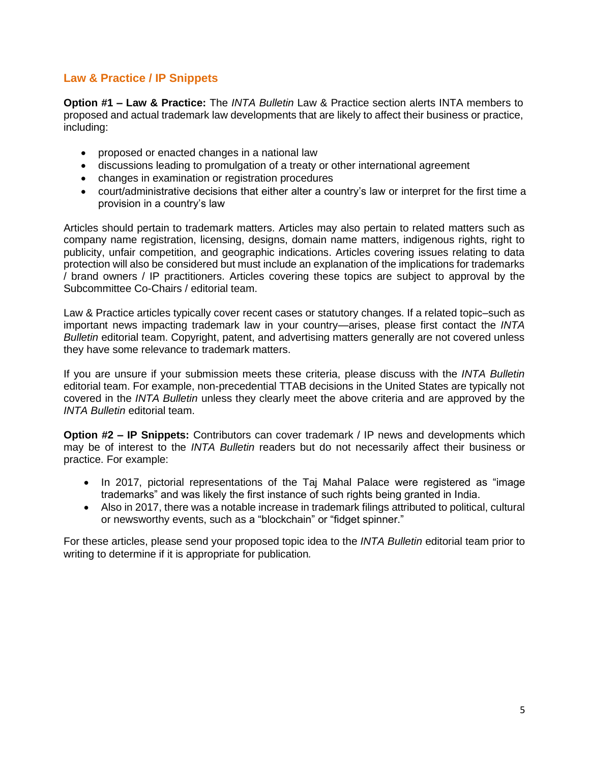## Law & Practice / IP Snippets

**Option #1 – Law & Practice:** The *INTA Bulletin* Law & Practice section alerts INTA members to proposed and actual trademark law developments that are likely to affect their business or practice, including:

- proposed or enacted changes in a national law
- discussions leading to promulgation of a treaty or other international agreement
- changes in examination or registration procedures
- court/administrative decisions that either alter a country's law or interpret for the first time a provision in a country's law

Articles should pertain to trademark matters. Articles may also pertain to related matters such as company name registration, licensing, designs, domain name matters, indigenous rights, right to publicity, unfair competition, and geographic indications. Articles covering issues relating to data protection will also be considered but must include an explanation of the implications for trademarks / brand owners / IP practitioners. Articles covering these topics are subject to approval by the Subcommittee Co-Chairs / editorial team.

Law & Practice articles typically cover recent cases or statutory changes. If a related topic–such as important news impacting trademark law in your country—arises, please first contact the *INTA Bulletin* editorial team. Copyright, patent, and advertising matters generally are not covered unless they have some relevance to trademark matters.

If you are unsure if your submission meets these criteria, please discuss with the *INTA Bulletin* editorial team. For example, non-precedential TTAB decisions in the United States are typically not covered in the *INTA Bulletin* unless they clearly meet the above criteria and are approved by the *INTA Bulletin* editorial team.

**Option #2 – IP Snippets:** Contributors can cover trademark / IP news and developments which may be of interest to the *INTA Bulletin* readers but do not necessarily affect their business or practice. For example:

- In 2017, pictorial representations of the Taj Mahal Palace were registered as "image trademarks" and was likely the first instance of such rights being granted in India.
- Also in 2017, there was a notable increase in trademark filings attributed to political, cultural or newsworthy events, such as a "blockchain" or "fidget spinner."

For these articles, please send your proposed topic idea to the *INTA Bulletin* editorial team prior to writing to determine if it is appropriate for publication.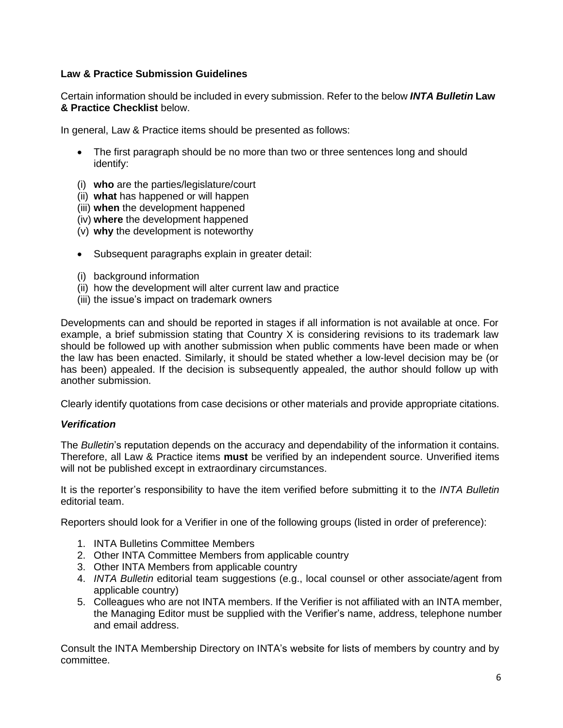**Law & Practice Submission Guidelines**

Certain information should be included in every submission. Refer to the below ***INTA Bulletin* Law & Practice Checklist** below.

In general, Law & Practice items should be presented as follows:

- The first paragraph should be no more than two or three sentences long and should identify:

(i) **who** are the parties/legislature/court
(ii) **what** has happened or will happen
(iii) **when** the development happened
(iv) **where** the development happened
(v) **why** the development is noteworthy

- Subsequent paragraphs explain in greater detail:

(i) background information
(ii) how the development will alter current law and practice
(iii) the issue's impact on trademark owners

Developments can and should be reported in stages if all information is not available at once. For example, a brief submission stating that Country X is considering revisions to its trademark law should be followed up with another submission when public comments have been made or when the law has been enacted. Similarly, it should be stated whether a low-level decision may be (or has been) appealed. If the decision is subsequently appealed, the author should follow up with another submission.

Clearly identify quotations from case decisions or other materials and provide appropriate citations.

***Verification***

The *Bulletin*'s reputation depends on the accuracy and dependability of the information it contains. Therefore, all Law & Practice items **must** be verified by an independent source. Unverified items will not be published except in extraordinary circumstances.

It is the reporter's responsibility to have the item verified before submitting it to the *INTA Bulletin* editorial team.

Reporters should look for a Verifier in one of the following groups (listed in order of preference):

1. INTA Bulletins Committee Members
2. Other INTA Committee Members from applicable country
3. Other INTA Members from applicable country
4. *INTA Bulletin* editorial team suggestions (e.g., local counsel or other associate/agent from applicable country)
5. Colleagues who are not INTA members. If the Verifier is not affiliated with an INTA member, the Managing Editor must be supplied with the Verifier's name, address, telephone number and email address.

Consult the INTA Membership Directory on INTA's website for lists of members by country and by committee.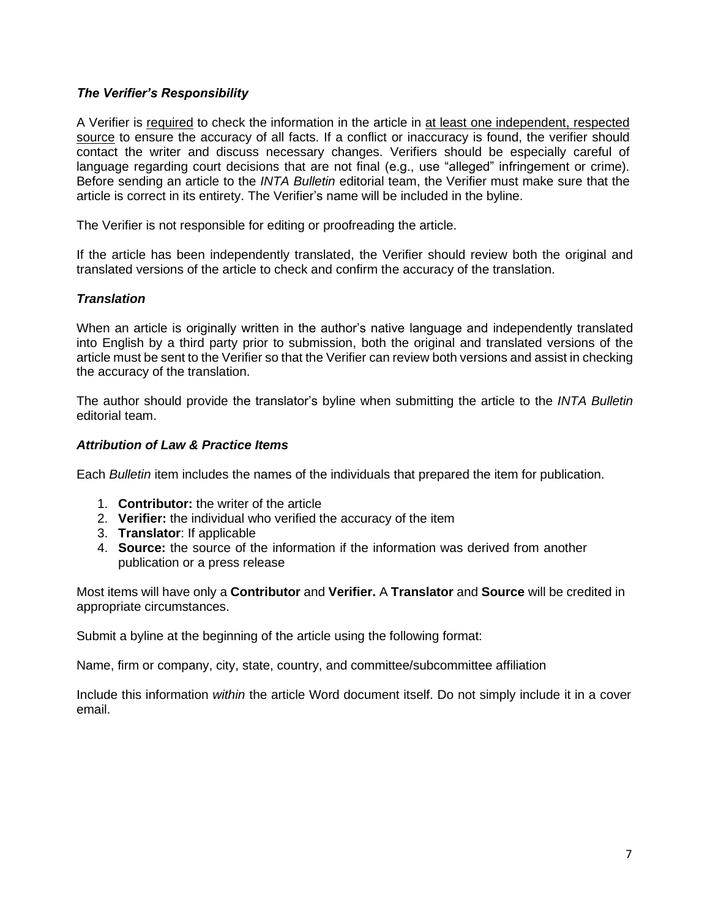### *The Verifier's Responsibility*

A Verifier is <u>required</u> to check the information in the article in <u>at least one independent, respected source</u> to ensure the accuracy of all facts. If a conflict or inaccuracy is found, the verifier should contact the writer and discuss necessary changes. Verifiers should be especially careful of language regarding court decisions that are not final (e.g., use "alleged" infringement or crime). Before sending an article to the *INTA Bulletin* editorial team, the Verifier must make sure that the article is correct in its entirety. The Verifier's name will be included in the byline.

The Verifier is not responsible for editing or proofreading the article.

If the article has been independently translated, the Verifier should review both the original and translated versions of the article to check and confirm the accuracy of the translation.

### *Translation*

When an article is originally written in the author's native language and independently translated into English by a third party prior to submission, both the original and translated versions of the article must be sent to the Verifier so that the Verifier can review both versions and assist in checking the accuracy of the translation.

The author should provide the translator's byline when submitting the article to the *INTA Bulletin* editorial team.

### *Attribution of Law & Practice Items*

Each *Bulletin* item includes the names of the individuals that prepared the item for publication.

1. **Contributor:** the writer of the article
2. **Verifier:** the individual who verified the accuracy of the item
3. **Translator**: If applicable
4. **Source:** the source of the information if the information was derived from another publication or a press release

Most items will have only a **Contributor** and **Verifier.** A **Translator** and **Source** will be credited in appropriate circumstances.

Submit a byline at the beginning of the article using the following format:

Name, firm or company, city, state, country, and committee/subcommittee affiliation

Include this information *within* the article Word document itself. Do not simply include it in a cover email.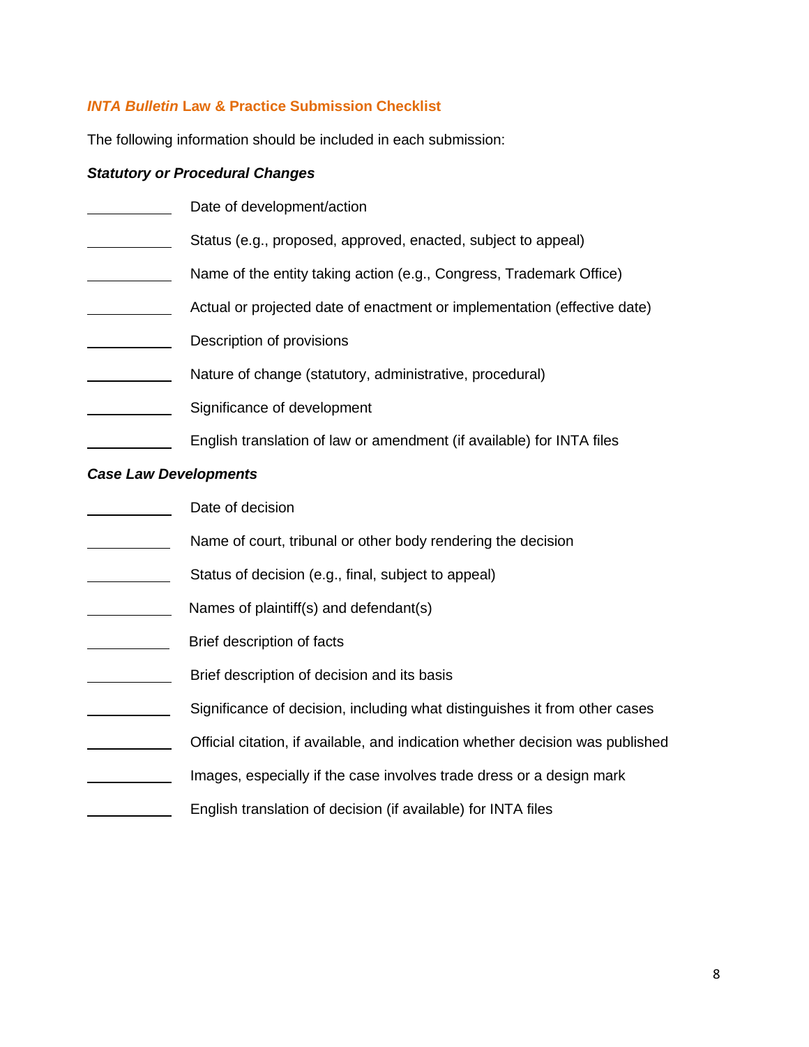## *INTA Bulletin* Law & Practice Submission Checklist

The following information should be included in each submission:

### *Statutory or Procedural Changes*

- ____________ Date of development/action
- ____________ Status (e.g., proposed, approved, enacted, subject to appeal)
- ____________ Name of the entity taking action (e.g., Congress, Trademark Office)
- ____________ Actual or projected date of enactment or implementation (effective date)
- ____________ Description of provisions
- ____________ Nature of change (statutory, administrative, procedural)
- ____________ Significance of development
- ____________ English translation of law or amendment (if available) for INTA files

### *Case Law Developments*

- ____________ Date of decision
- ____________ Name of court, tribunal or other body rendering the decision
- ____________ Status of decision (e.g., final, subject to appeal)
- ____________ Names of plaintiff(s) and defendant(s)
- ____________ Brief description of facts
- ____________ Brief description of decision and its basis
- ____________ Significance of decision, including what distinguishes it from other cases
- ____________ Official citation, if available, and indication whether decision was published
- ____________ Images, especially if the case involves trade dress or a design mark
- ____________ English translation of decision (if available) for INTA files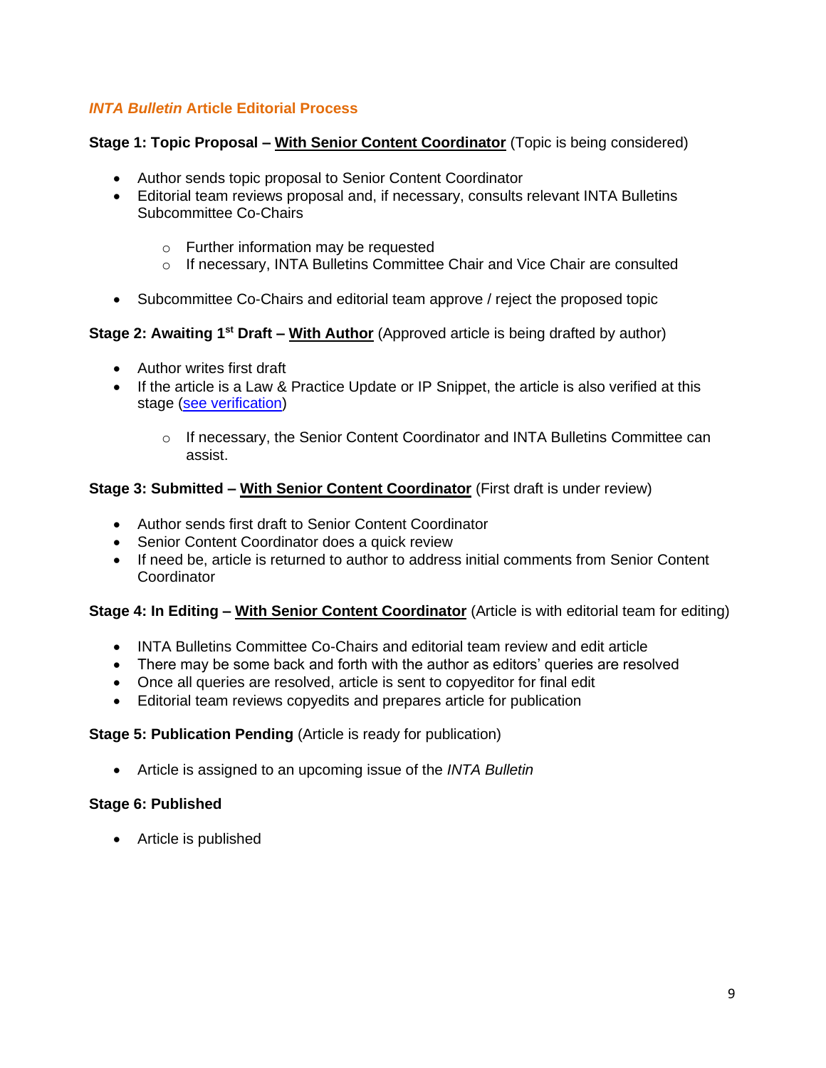## *INTA Bulletin* Article Editorial Process

**Stage 1: Topic Proposal – <u>With Senior Content Coordinator</u>** (Topic is being considered)

- Author sends topic proposal to Senior Content Coordinator
- Editorial team reviews proposal and, if necessary, consults relevant INTA Bulletins Subcommittee Co-Chairs
    - Further information may be requested
    - If necessary, INTA Bulletins Committee Chair and Vice Chair are consulted
- Subcommittee Co-Chairs and editorial team approve / reject the proposed topic

**Stage 2: Awaiting 1st Draft – <u>With Author</u>** (Approved article is being drafted by author)

- Author writes first draft
- If the article is a Law & Practice Update or IP Snippet, the article is also verified at this stage ([see verification]())
    - If necessary, the Senior Content Coordinator and INTA Bulletins Committee can assist.

**Stage 3: Submitted – <u>With Senior Content Coordinator</u>** (First draft is under review)

- Author sends first draft to Senior Content Coordinator
- Senior Content Coordinator does a quick review
- If need be, article is returned to author to address initial comments from Senior Content Coordinator

**Stage 4: In Editing – <u>With Senior Content Coordinator</u>** (Article is with editorial team for editing)

- INTA Bulletins Committee Co-Chairs and editorial team review and edit article
- There may be some back and forth with the author as editors' queries are resolved
- Once all queries are resolved, article is sent to copyeditor for final edit
- Editorial team reviews copyedits and prepares article for publication

**Stage 5: Publication Pending** (Article is ready for publication)

- Article is assigned to an upcoming issue of the *INTA Bulletin*

**Stage 6: Published**

- Article is published